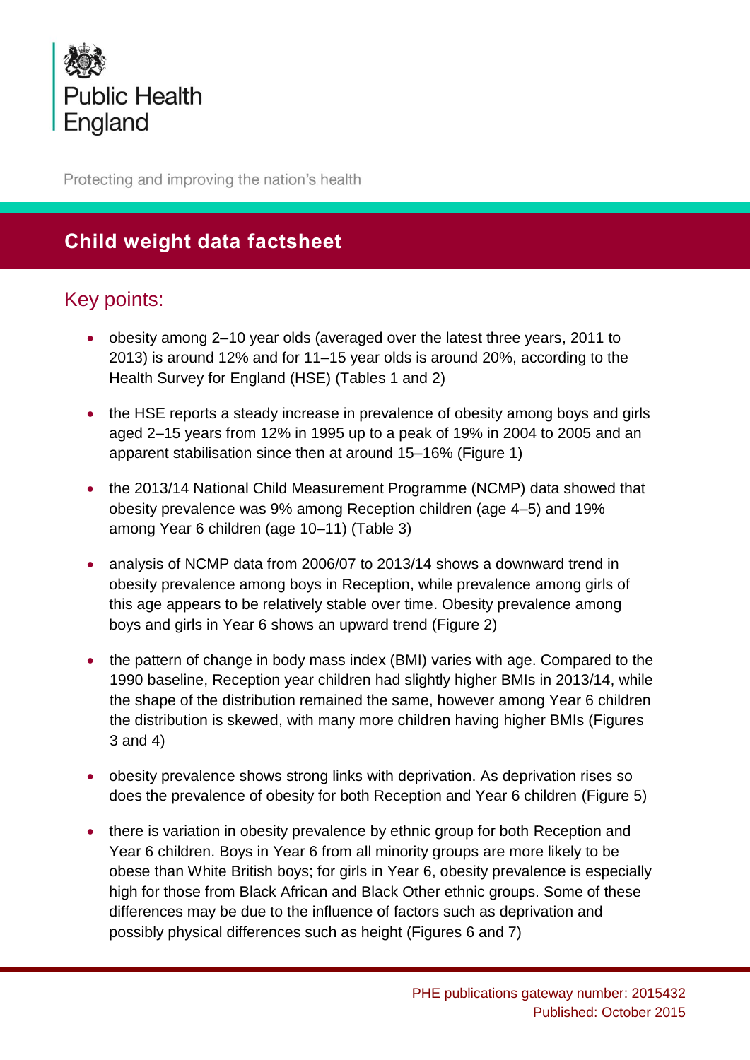Public Health England

Protecting and improving the nation's health

# Child weight data factsheet

## Key points:

- obesity among 2–10 year olds (averaged over the latest three years, 2011 to 2013) is around 12% and for 11–15 year olds is around 20%, according to the Health Survey for England (HSE) (Tables 1 and 2)
- the HSE reports a steady increase in prevalence of obesity among boys and girls aged 2–15 years from 12% in 1995 up to a peak of 19% in 2004 to 2005 and an apparent stabilisation since then at around 15–16% (Figure 1)
- the 2013/14 National Child Measurement Programme (NCMP) data showed that obesity prevalence was 9% among Reception children (age 4–5) and 19% among Year 6 children (age 10–11) (Table 3)
- analysis of NCMP data from 2006/07 to 2013/14 shows a downward trend in obesity prevalence among boys in Reception, while prevalence among girls of this age appears to be relatively stable over time. Obesity prevalence among boys and girls in Year 6 shows an upward trend (Figure 2)
- the pattern of change in body mass index (BMI) varies with age. Compared to the 1990 baseline, Reception year children had slightly higher BMIs in 2013/14, while the shape of the distribution remained the same, however among Year 6 children the distribution is skewed, with many more children having higher BMIs (Figures 3 and 4)
- obesity prevalence shows strong links with deprivation. As deprivation rises so does the prevalence of obesity for both Reception and Year 6 children (Figure 5)
- there is variation in obesity prevalence by ethnic group for both Reception and Year 6 children. Boys in Year 6 from all minority groups are more likely to be obese than White British boys; for girls in Year 6, obesity prevalence is especially high for those from Black African and Black Other ethnic groups. Some of these differences may be due to the influence of factors such as deprivation and possibly physical differences such as height (Figures 6 and 7)

PHE publications gateway number: 2015432
Published: October 2015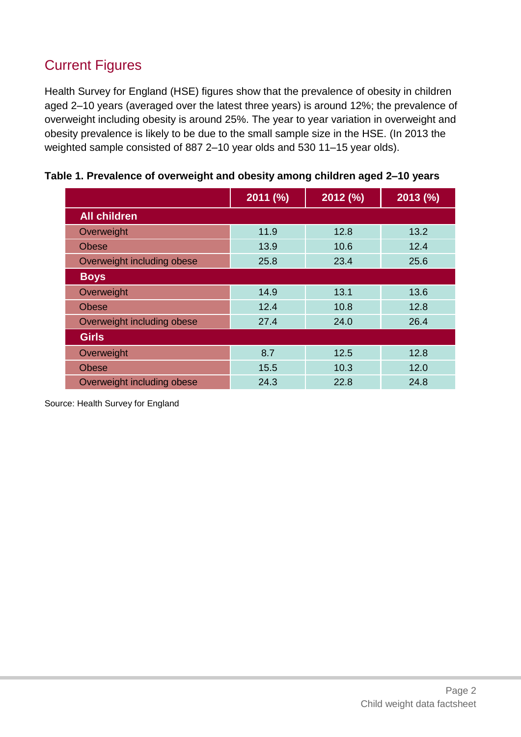## Current Figures

Health Survey for England (HSE) figures show that the prevalence of obesity in children aged 2–10 years (averaged over the latest three years) is around 12%; the prevalence of overweight including obesity is around 25%. The year to year variation in overweight and obesity prevalence is likely to be due to the small sample size in the HSE. (In 2013 the weighted sample consisted of 887 2–10 year olds and 530 11–15 year olds).

**Table 1. Prevalence of overweight and obesity among children aged 2–10 years**

| | 2011 (%) | 2012 (%) | 2013 (%) |
|---|---|---|---|
| **All children** | | | |
| Overweight | 11.9 | 12.8 | 13.2 |
| Obese | 13.9 | 10.6 | 12.4 |
| Overweight including obese | 25.8 | 23.4 | 25.6 |
| **Boys** | | | |
| Overweight | 14.9 | 13.1 | 13.6 |
| Obese | 12.4 | 10.8 | 12.8 |
| Overweight including obese | 27.4 | 24.0 | 26.4 |
| **Girls** | | | |
| Overweight | 8.7 | 12.5 | 12.8 |
| Obese | 15.5 | 10.3 | 12.0 |
| Overweight including obese | 24.3 | 22.8 | 24.8 |

Source: Health Survey for England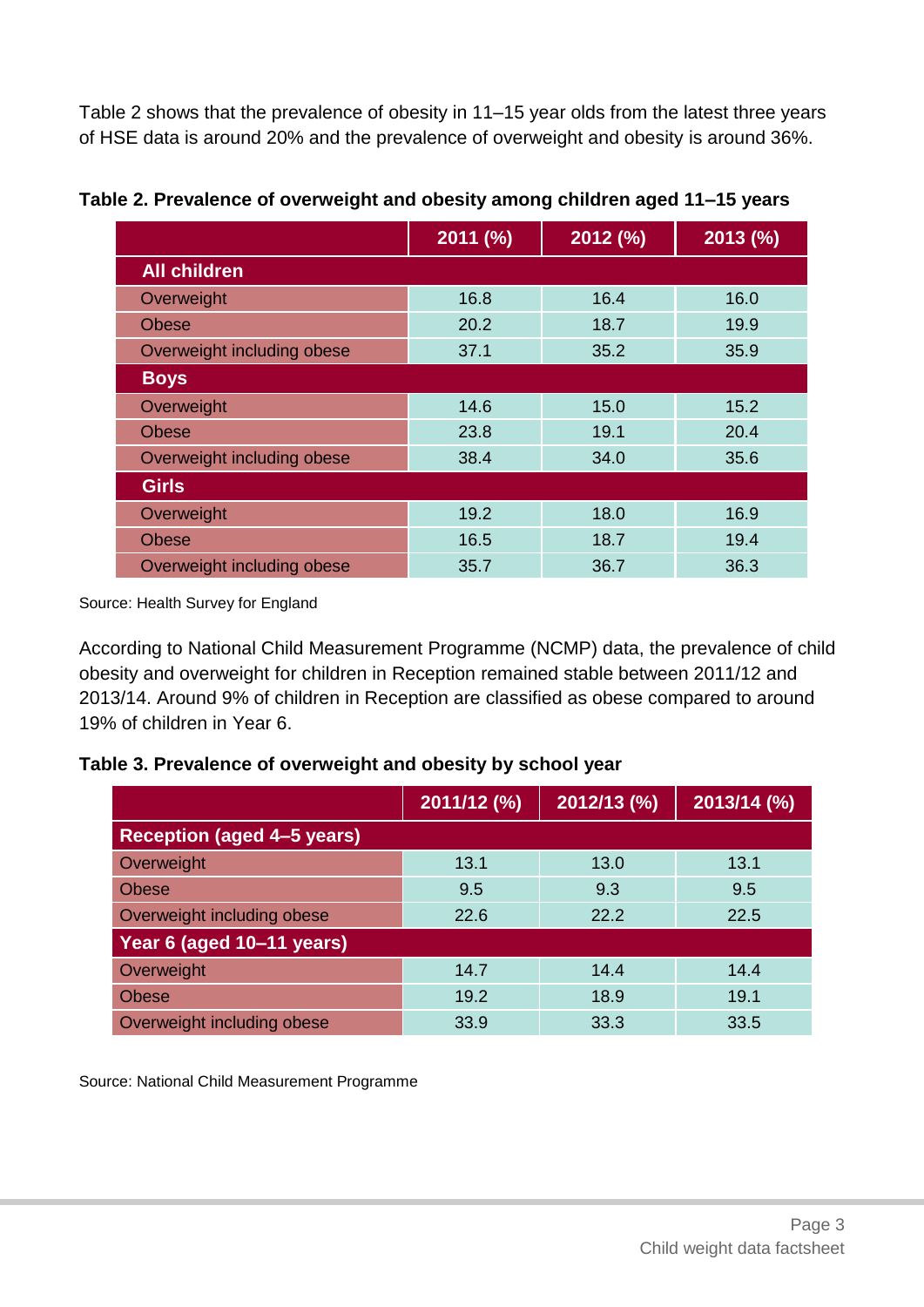Table 2 shows that the prevalence of obesity in 11–15 year olds from the latest three years of HSE data is around 20% and the prevalence of overweight and obesity is around 36%.

**Table 2. Prevalence of overweight and obesity among children aged 11–15 years**

| | 2011 (%) | 2012 (%) | 2013 (%) |
|---|---|---|---|
| **All children** | | | |
| Overweight | 16.8 | 16.4 | 16.0 |
| Obese | 20.2 | 18.7 | 19.9 |
| Overweight including obese | 37.1 | 35.2 | 35.9 |
| **Boys** | | | |
| Overweight | 14.6 | 15.0 | 15.2 |
| Obese | 23.8 | 19.1 | 20.4 |
| Overweight including obese | 38.4 | 34.0 | 35.6 |
| **Girls** | | | |
| Overweight | 19.2 | 18.0 | 16.9 |
| Obese | 16.5 | 18.7 | 19.4 |
| Overweight including obese | 35.7 | 36.7 | 36.3 |

Source: Health Survey for England

According to National Child Measurement Programme (NCMP) data, the prevalence of child obesity and overweight for children in Reception remained stable between 2011/12 and 2013/14. Around 9% of children in Reception are classified as obese compared to around 19% of children in Year 6.

**Table 3. Prevalence of overweight and obesity by school year**

| | 2011/12 (%) | 2012/13 (%) | 2013/14 (%) |
|---|---|---|---|
| **Reception (aged 4–5 years)** | | | |
| Overweight | 13.1 | 13.0 | 13.1 |
| Obese | 9.5 | 9.3 | 9.5 |
| Overweight including obese | 22.6 | 22.2 | 22.5 |
| **Year 6 (aged 10–11 years)** | | | |
| Overweight | 14.7 | 14.4 | 14.4 |
| Obese | 19.2 | 18.9 | 19.1 |
| Overweight including obese | 33.9 | 33.3 | 33.5 |

Source: National Child Measurement Programme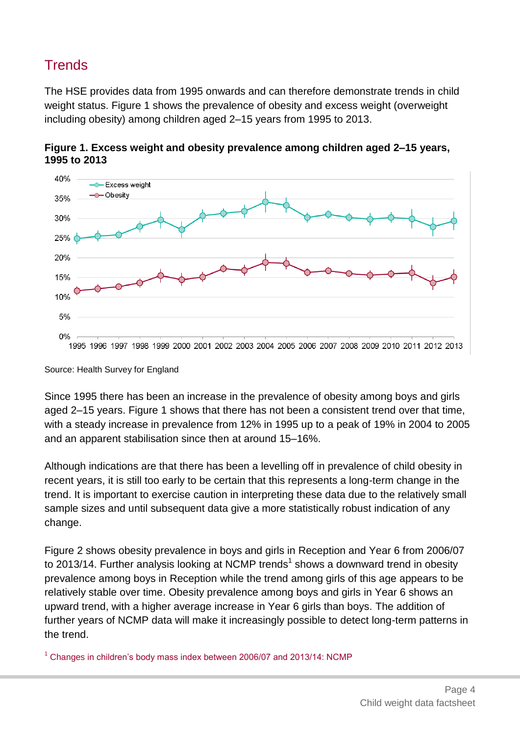## Trends

The HSE provides data from 1995 onwards and can therefore demonstrate trends in child weight status. Figure 1 shows the prevalence of obesity and excess weight (overweight including obesity) among children aged 2–15 years from 1995 to 2013.

**Figure 1. Excess weight and obesity prevalence among children aged 2–15 years, 1995 to 2013**

Source: Health Survey for England

Since 1995 there has been an increase in the prevalence of obesity among boys and girls aged 2–15 years. Figure 1 shows that there has not been a consistent trend over that time, with a steady increase in prevalence from 12% in 1995 up to a peak of 19% in 2004 to 2005 and an apparent stabilisation since then at around 15–16%.

Although indications are that there has been a levelling off in prevalence of child obesity in recent years, it is still too early to be certain that this represents a long-term change in the trend. It is important to exercise caution in interpreting these data due to the relatively small sample sizes and until subsequent data give a more statistically robust indication of any change.

Figure 2 shows obesity prevalence in boys and girls in Reception and Year 6 from 2006/07 to 2013/14. Further analysis looking at NCMP trends[1] shows a downward trend in obesity prevalence among boys in Reception while the trend among girls of this age appears to be relatively stable over time. Obesity prevalence among boys and girls in Year 6 shows an upward trend, with a higher average increase in Year 6 girls than boys. The addition of further years of NCMP data will make it increasingly possible to detect long-term patterns in the trend.

[1] Changes in children's body mass index between 2006/07 and 2013/14: NCMP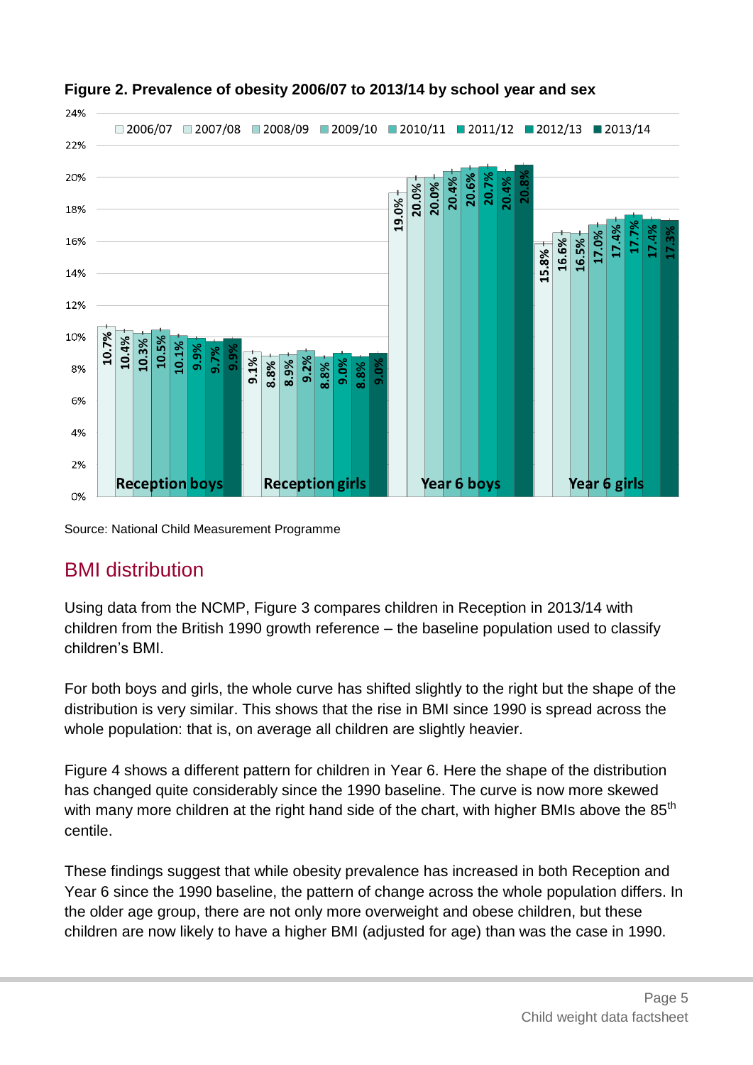**Figure 2. Prevalence of obesity 2006/07 to 2013/14 by school year and sex**

| | 2006/07 | 2007/08 | 2008/09 | 2009/10 | 2010/11 | 2011/12 | 2012/13 | 2013/14 |
|---|---|---|---|---|---|---|---|---|
| Reception boys | 10.7% | 10.4% | 10.3% | 10.5% | 10.1% | 9.9% | 9.7% | 9.9% |
| Reception girls | 9.1% | 8.8% | 8.9% | 9.2% | 8.8% | 9.0% | 8.8% | 9.0% |
| Year 6 boys | 19.0% | 20.0% | 20.0% | 20.4% | 20.6% | 20.7% | 20.4% | 20.8% |
| Year 6 girls | 15.8% | 16.6% | 16.5% | 17.0% | 17.4% | 17.7% | 17.4% | 17.3% |

Source: National Child Measurement Programme

## BMI distribution

Using data from the NCMP, Figure 3 compares children in Reception in 2013/14 with children from the British 1990 growth reference – the baseline population used to classify children's BMI.

For both boys and girls, the whole curve has shifted slightly to the right but the shape of the distribution is very similar. This shows that the rise in BMI since 1990 is spread across the whole population: that is, on average all children are slightly heavier.

Figure 4 shows a different pattern for children in Year 6. Here the shape of the distribution has changed quite considerably since the 1990 baseline. The curve is now more skewed with many more children at the right hand side of the chart, with higher BMIs above the 85th centile.

These findings suggest that while obesity prevalence has increased in both Reception and Year 6 since the 1990 baseline, the pattern of change across the whole population differs. In the older age group, there are not only more overweight and obese children, but these children are now likely to have a higher BMI (adjusted for age) than was the case in 1990.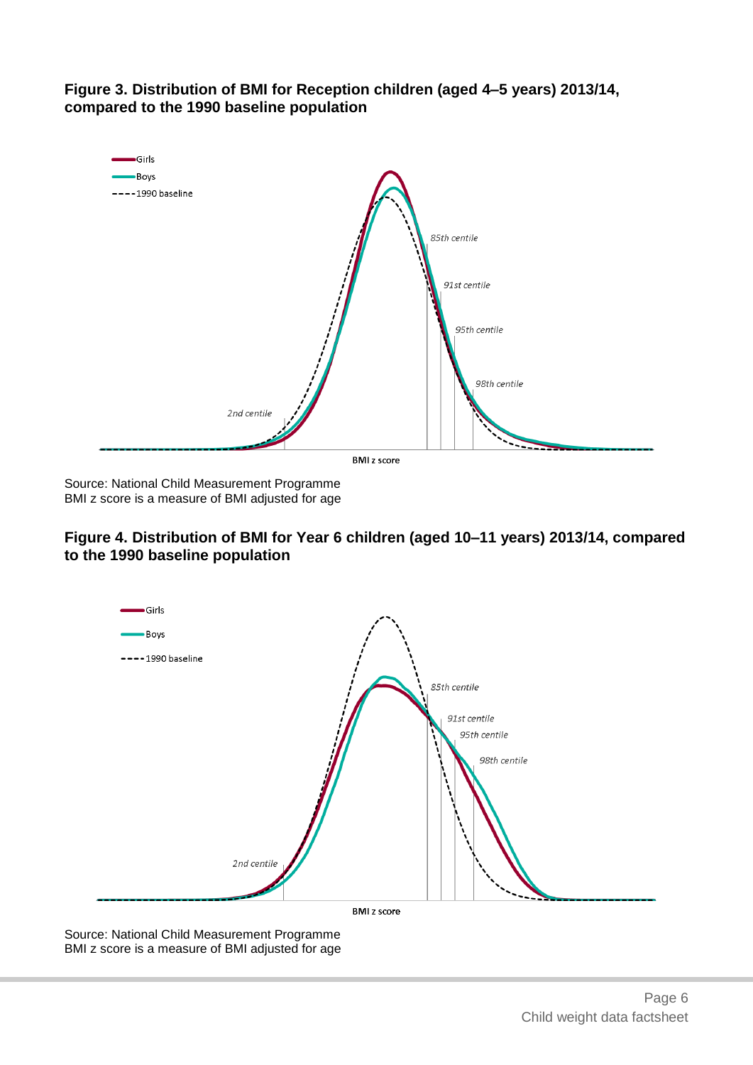**Figure 3. Distribution of BMI for Reception children (aged 4–5 years) 2013/14, compared to the 1990 baseline population**

Source: National Child Measurement Programme
BMI z score is a measure of BMI adjusted for age

**Figure 4. Distribution of BMI for Year 6 children (aged 10–11 years) 2013/14, compared to the 1990 baseline population**

Source: National Child Measurement Programme
BMI z score is a measure of BMI adjusted for age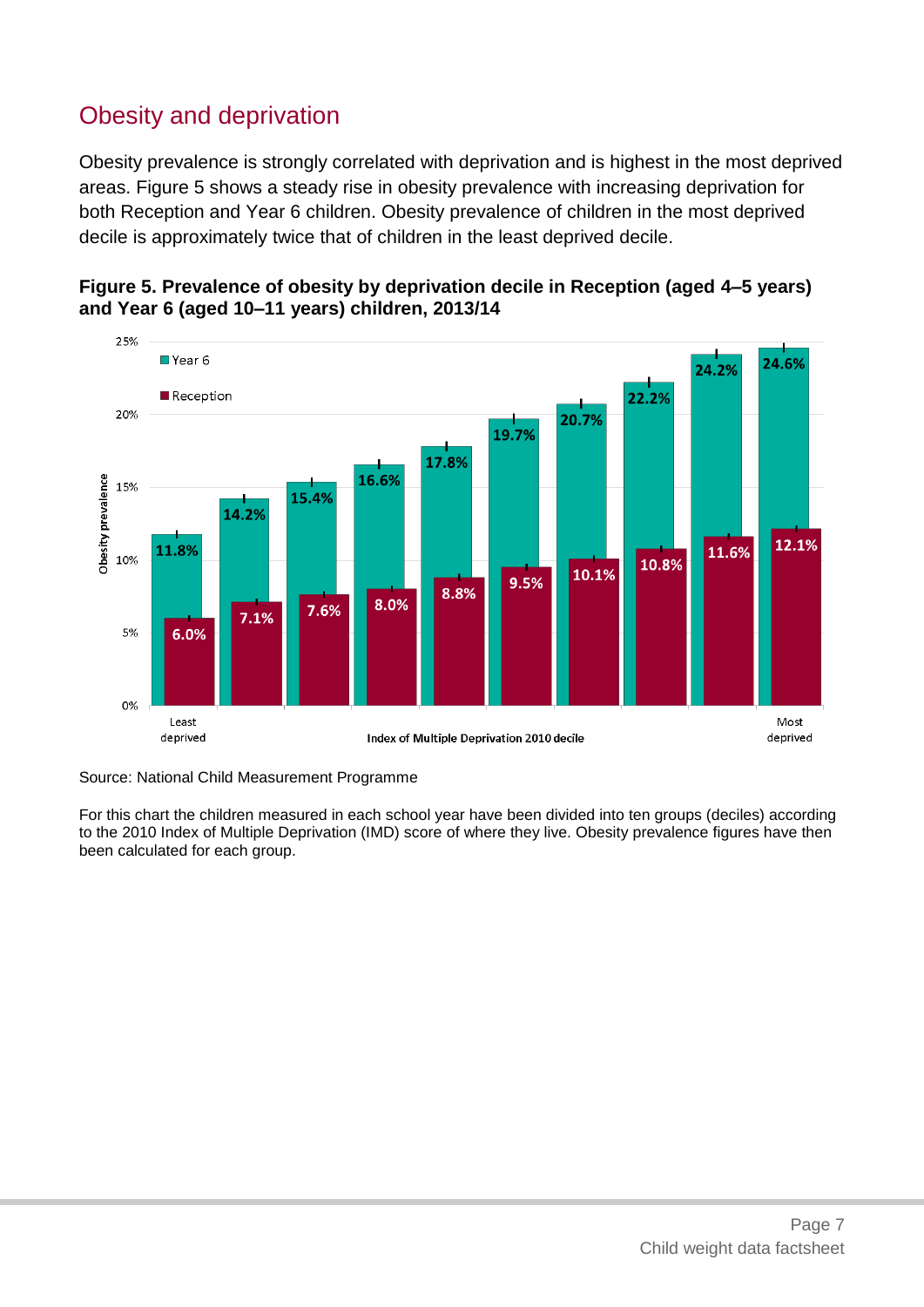## Obesity and deprivation

Obesity prevalence is strongly correlated with deprivation and is highest in the most deprived areas. Figure 5 shows a steady rise in obesity prevalence with increasing deprivation for both Reception and Year 6 children. Obesity prevalence of children in the most deprived decile is approximately twice that of children in the least deprived decile.

**Figure 5. Prevalence of obesity by deprivation decile in Reception (aged 4–5 years) and Year 6 (aged 10–11 years) children, 2013/14**

| Index of Multiple Deprivation 2010 decile | Year 6 | Reception |
|---|---|---|
| Least deprived | 11.8% | 6.0% |
| 2 | 14.2% | 7.1% |
| 3 | 15.4% | 7.6% |
| 4 | 16.6% | 8.0% |
| 5 | 17.8% | 8.8% |
| 6 | 19.7% | 9.5% |
| 7 | 20.7% | 10.1% |
| 8 | 22.2% | 10.8% |
| 9 | 24.2% | 11.6% |
| Most deprived | 24.6% | 12.1% |

Source: National Child Measurement Programme

For this chart the children measured in each school year have been divided into ten groups (deciles) according to the 2010 Index of Multiple Deprivation (IMD) score of where they live. Obesity prevalence figures have then been calculated for each group.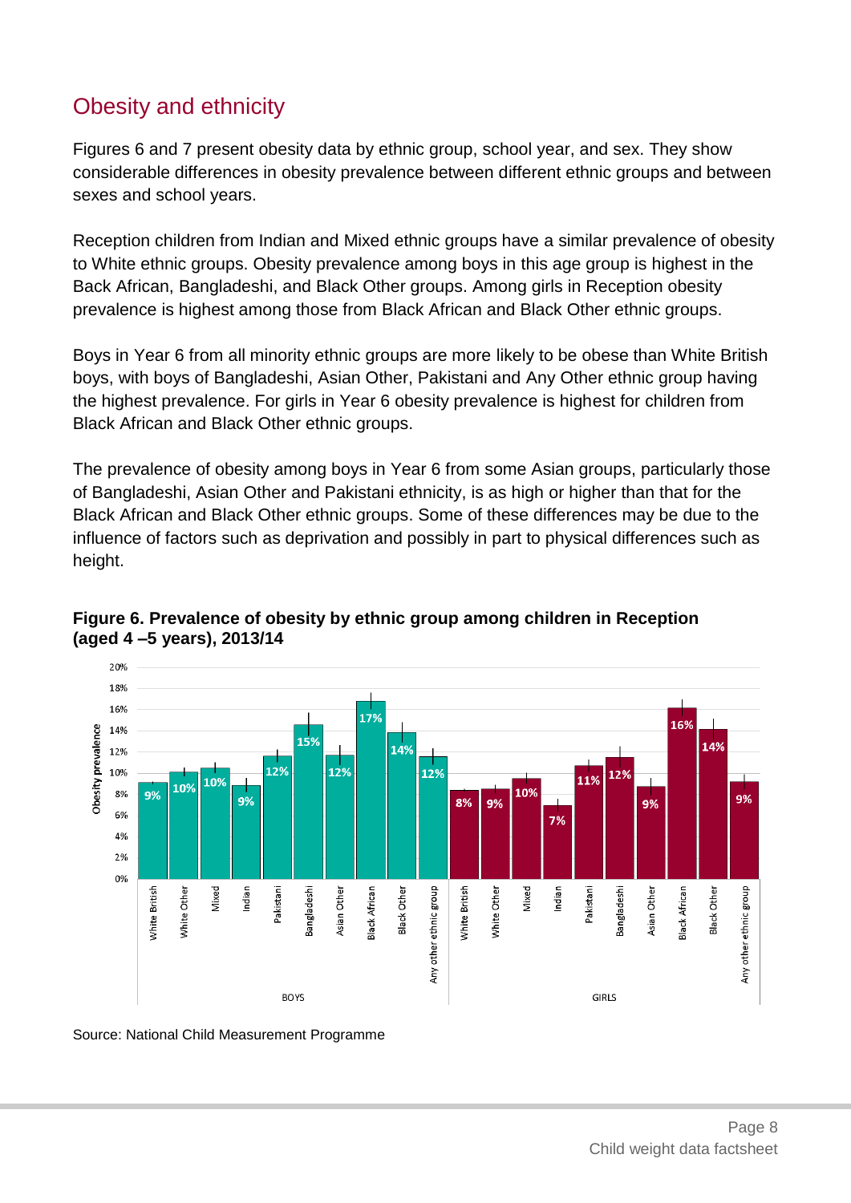## Obesity and ethnicity

Figures 6 and 7 present obesity data by ethnic group, school year, and sex. They show considerable differences in obesity prevalence between different ethnic groups and between sexes and school years.

Reception children from Indian and Mixed ethnic groups have a similar prevalence of obesity to White ethnic groups. Obesity prevalence among boys in this age group is highest in the Back African, Bangladeshi, and Black Other groups. Among girls in Reception obesity prevalence is highest among those from Black African and Black Other ethnic groups.

Boys in Year 6 from all minority ethnic groups are more likely to be obese than White British boys, with boys of Bangladeshi, Asian Other, Pakistani and Any Other ethnic group having the highest prevalence. For girls in Year 6 obesity prevalence is highest for children from Black African and Black Other ethnic groups.

The prevalence of obesity among boys in Year 6 from some Asian groups, particularly those of Bangladeshi, Asian Other and Pakistani ethnicity, is as high or higher than that for the Black African and Black Other ethnic groups. Some of these differences may be due to the influence of factors such as deprivation and possibly in part to physical differences such as height.

**Figure 6. Prevalence of obesity by ethnic group among children in Reception (aged 4 –5 years), 2013/14**

| Ethnic group | Boys | Girls |
|---|---|---|
| White British | 9% | 8% |
| White Other | 10% | 9% |
| Mixed | 10% | 10% |
| Indian | 9% | 7% |
| Pakistani | 12% | 11% |
| Bangladeshi | 15% | 12% |
| Asian Other | 12% | 9% |
| Black African | 17% | 16% |
| Black Other | 14% | 14% |
| Any other ethnic group | 12% | 9% |

Source: National Child Measurement Programme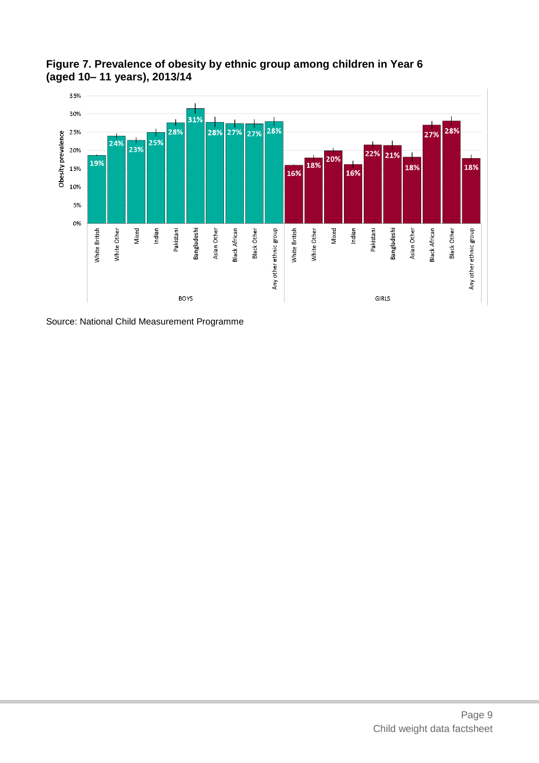**Figure 7. Prevalence of obesity by ethnic group among children in Year 6 (aged 10– 11 years), 2013/14**

| Ethnic group | Boys | Girls |
|---|---|---|
| White British | 19% | 16% |
| White Other | 24% | 18% |
| Mixed | 23% | 20% |
| Indian | 25% | 16% |
| Pakistani | 28% | 22% |
| Bangladeshi | 31% | 21% |
| Asian Other | 28% | 18% |
| Black African | 27% | 27% |
| Black Other | 27% | 28% |
| Any other ethnic group | 28% | 18% |

Source: National Child Measurement Programme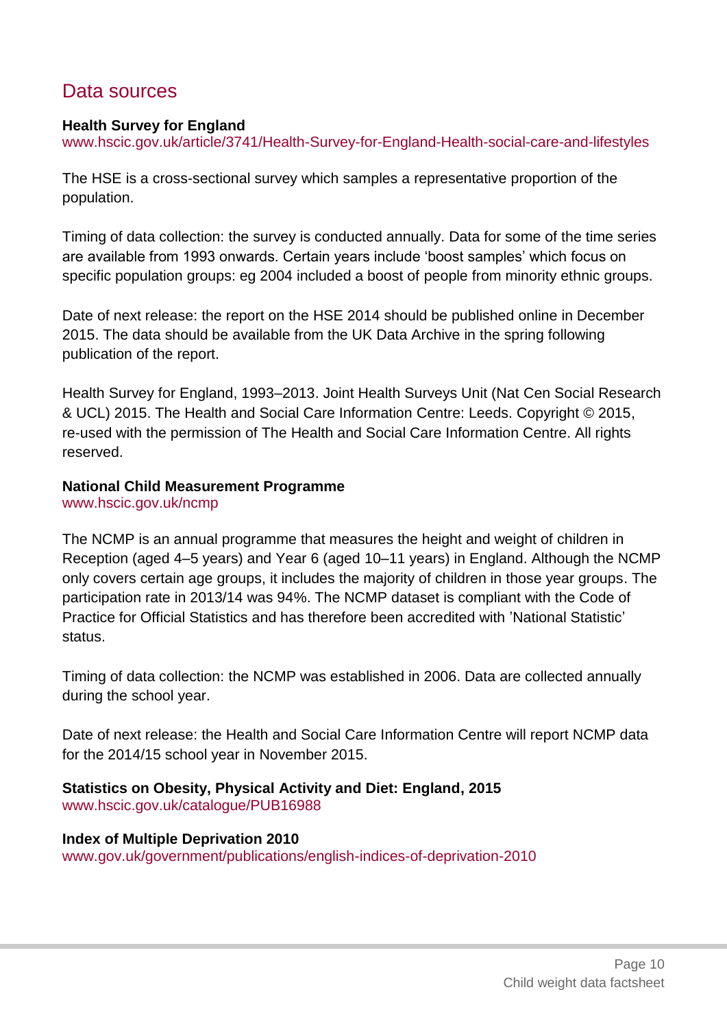## Data sources

**Health Survey for England**
www.hscic.gov.uk/article/3741/Health-Survey-for-England-Health-social-care-and-lifestyles

The HSE is a cross-sectional survey which samples a representative proportion of the population.

Timing of data collection: the survey is conducted annually. Data for some of the time series are available from 1993 onwards. Certain years include 'boost samples' which focus on specific population groups: eg 2004 included a boost of people from minority ethnic groups.

Date of next release: the report on the HSE 2014 should be published online in December 2015. The data should be available from the UK Data Archive in the spring following publication of the report.

Health Survey for England, 1993–2013. Joint Health Surveys Unit (Nat Cen Social Research & UCL) 2015. The Health and Social Care Information Centre: Leeds. Copyright © 2015, re-used with the permission of The Health and Social Care Information Centre. All rights reserved.

**National Child Measurement Programme**
www.hscic.gov.uk/ncmp

The NCMP is an annual programme that measures the height and weight of children in Reception (aged 4–5 years) and Year 6 (aged 10–11 years) in England. Although the NCMP only covers certain age groups, it includes the majority of children in those year groups. The participation rate in 2013/14 was 94%. The NCMP dataset is compliant with the Code of Practice for Official Statistics and has therefore been accredited with 'National Statistic' status.

Timing of data collection: the NCMP was established in 2006. Data are collected annually during the school year.

Date of next release: the Health and Social Care Information Centre will report NCMP data for the 2014/15 school year in November 2015.

**Statistics on Obesity, Physical Activity and Diet: England, 2015**
www.hscic.gov.uk/catalogue/PUB16988

**Index of Multiple Deprivation 2010**
www.gov.uk/government/publications/english-indices-of-deprivation-2010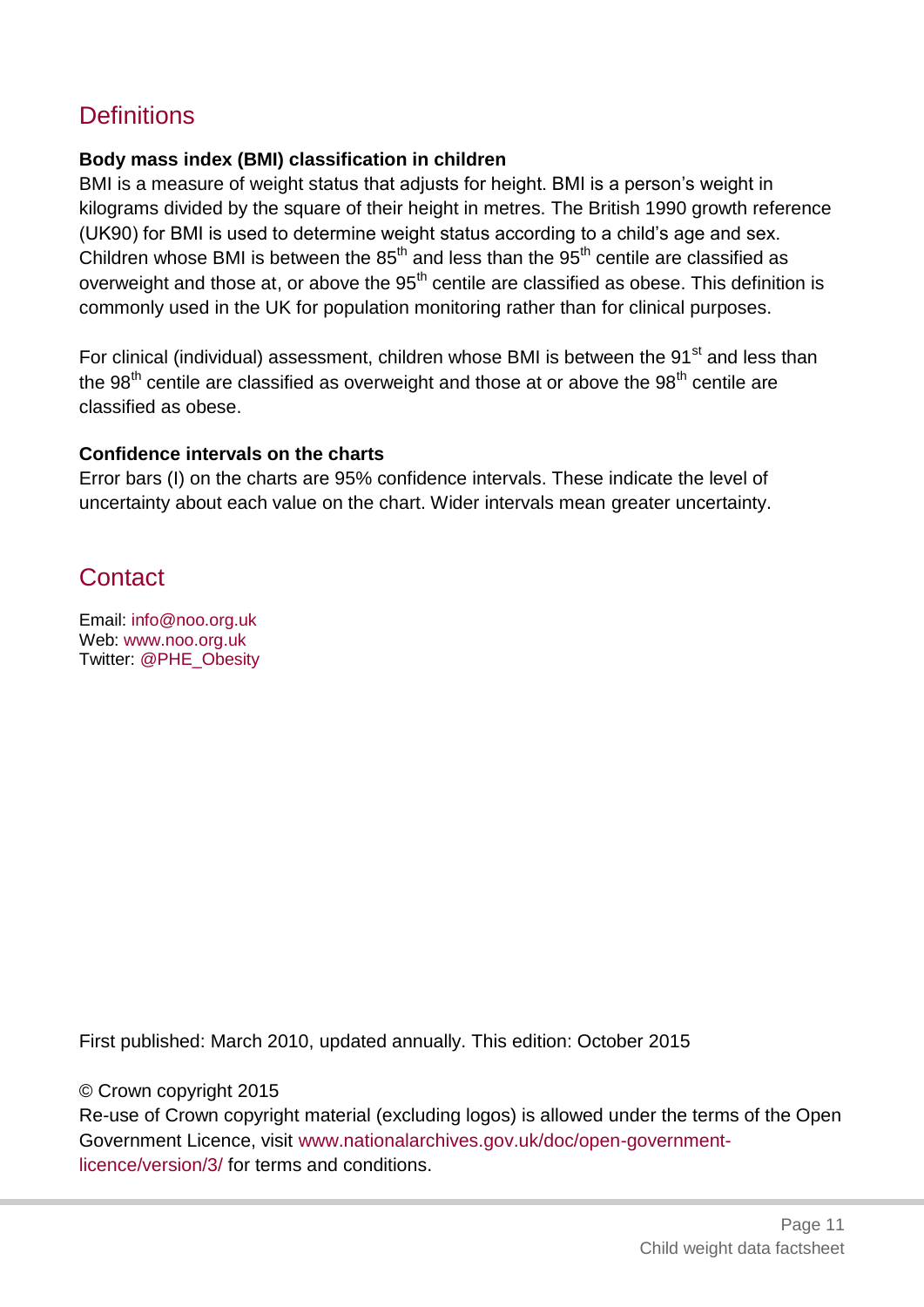## Definitions

**Body mass index (BMI) classification in children**

BMI is a measure of weight status that adjusts for height. BMI is a person's weight in kilograms divided by the square of their height in metres. The British 1990 growth reference (UK90) for BMI is used to determine weight status according to a child's age and sex. Children whose BMI is between the 85th and less than the 95th centile are classified as overweight and those at, or above the 95th centile are classified as obese. This definition is commonly used in the UK for population monitoring rather than for clinical purposes.

For clinical (individual) assessment, children whose BMI is between the 91st and less than the 98th centile are classified as overweight and those at or above the 98th centile are classified as obese.

**Confidence intervals on the charts**

Error bars (I) on the charts are 95% confidence intervals. These indicate the level of uncertainty about each value on the chart. Wider intervals mean greater uncertainty.

## Contact

Email: info@noo.org.uk
Web: www.noo.org.uk
Twitter: @PHE_Obesity

First published: March 2010, updated annually. This edition: October 2015

© Crown copyright 2015
Re-use of Crown copyright material (excluding logos) is allowed under the terms of the Open Government Licence, visit www.nationalarchives.gov.uk/doc/open-government-licence/version/3/ for terms and conditions.